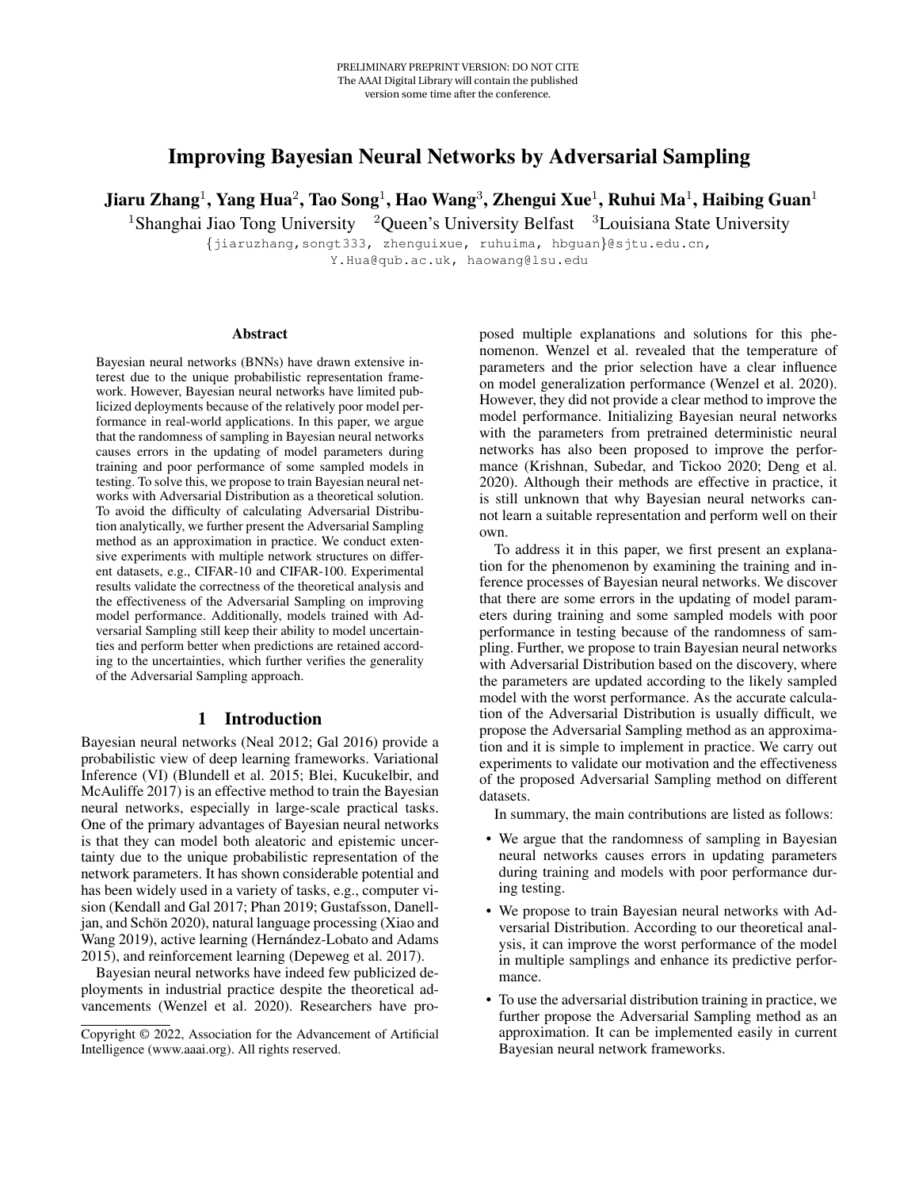PRELIMINARY PREPRINT VERSION: DO NOT CITE
The AAAI Digital Library will contain the published version some time after the conference.

# Improving Bayesian Neural Networks by Adversarial Sampling

**Jiaru Zhang[1], Yang Hua[2], Tao Song[1], Hao Wang[3], Zhengui Xue[1], Ruhui Ma[1], Haibing Guan[1]**

[1]Shanghai Jiao Tong University [2]Queen's University Belfast [3]Louisiana State University

{jiaruzhang,songt333, zhenguixue, ruhuima, hbguan}@sjtu.edu.cn,
Y.Hua@qub.ac.uk, haowang@lsu.edu

## Abstract

Bayesian neural networks (BNNs) have drawn extensive interest due to the unique probabilistic representation framework. However, Bayesian neural networks have limited publicized deployments because of the relatively poor model performance in real-world applications. In this paper, we argue that the randomness of sampling in Bayesian neural networks causes errors in the updating of model parameters during training and poor performance of some sampled models in testing. To solve this, we propose to train Bayesian neural networks with Adversarial Distribution as a theoretical solution. To avoid the difficulty of calculating Adversarial Distribution analytically, we further present the Adversarial Sampling method as an approximation in practice. We conduct extensive experiments with multiple network structures on different datasets, e.g., CIFAR-10 and CIFAR-100. Experimental results validate the correctness of the theoretical analysis and the effectiveness of the Adversarial Sampling on improving model performance. Additionally, models trained with Adversarial Sampling still keep their ability to model uncertainties and perform better when predictions are retained according to the uncertainties, which further verifies the generality of the Adversarial Sampling approach.

## 1 Introduction

Bayesian neural networks (Neal 2012; Gal 2016) provide a probabilistic view of deep learning frameworks. Variational Inference (VI) (Blundell et al. 2015; Blei, Kucukelbir, and McAuliffe 2017) is an effective method to train the Bayesian neural networks, especially in large-scale practical tasks. One of the primary advantages of Bayesian neural networks is that they can model both aleatoric and epistemic uncertainty due to the unique probabilistic representation of the network parameters. It has shown considerable potential and has been widely used in a variety of tasks, e.g., computer vision (Kendall and Gal 2017; Phan 2019; Gustafsson, Danelljan, and Schön 2020), natural language processing (Xiao and Wang 2019), active learning (Hernández-Lobato and Adams 2015), and reinforcement learning (Depeweg et al. 2017).

Bayesian neural networks have indeed few publicized deployments in industrial practice despite the theoretical advancements (Wenzel et al. 2020). Researchers have proposed multiple explanations and solutions for this phenomenon. Wenzel et al. revealed that the temperature of parameters and the prior selection have a clear influence on model generalization performance (Wenzel et al. 2020). However, they did not provide a clear method to improve the model performance. Initializing Bayesian neural networks with the parameters from pretrained deterministic neural networks has also been proposed to improve the performance (Krishnan, Subedar, and Tickoo 2020; Deng et al. 2020). Although their methods are effective in practice, it is still unknown that why Bayesian neural networks cannot learn a suitable representation and perform well on their own.

To address it in this paper, we first present an explanation for the phenomenon by examining the training and inference processes of Bayesian neural networks. We discover that there are some errors in the updating of model parameters during training and some sampled models with poor performance in testing because of the randomness of sampling. Further, we propose to train Bayesian neural networks with Adversarial Distribution based on the discovery, where the parameters are updated according to the likely sampled model with the worst performance. As the accurate calculation of the Adversarial Distribution is usually difficult, we propose the Adversarial Sampling method as an approximation and it is simple to implement in practice. We carry out experiments to validate our motivation and the effectiveness of the proposed Adversarial Sampling method on different datasets.

In summary, the main contributions are listed as follows:

- We argue that the randomness of sampling in Bayesian neural networks causes errors in updating parameters during training and models with poor performance during testing.
- We propose to train Bayesian neural networks with Adversarial Distribution. According to our theoretical analysis, it can improve the worst performance of the model in multiple samplings and enhance its predictive performance.
- To use the adversarial distribution training in practice, we further propose the Adversarial Sampling method as an approximation. It can be implemented easily in current Bayesian neural network frameworks.

Copyright © 2022, Association for the Advancement of Artificial Intelligence (www.aaai.org). All rights reserved.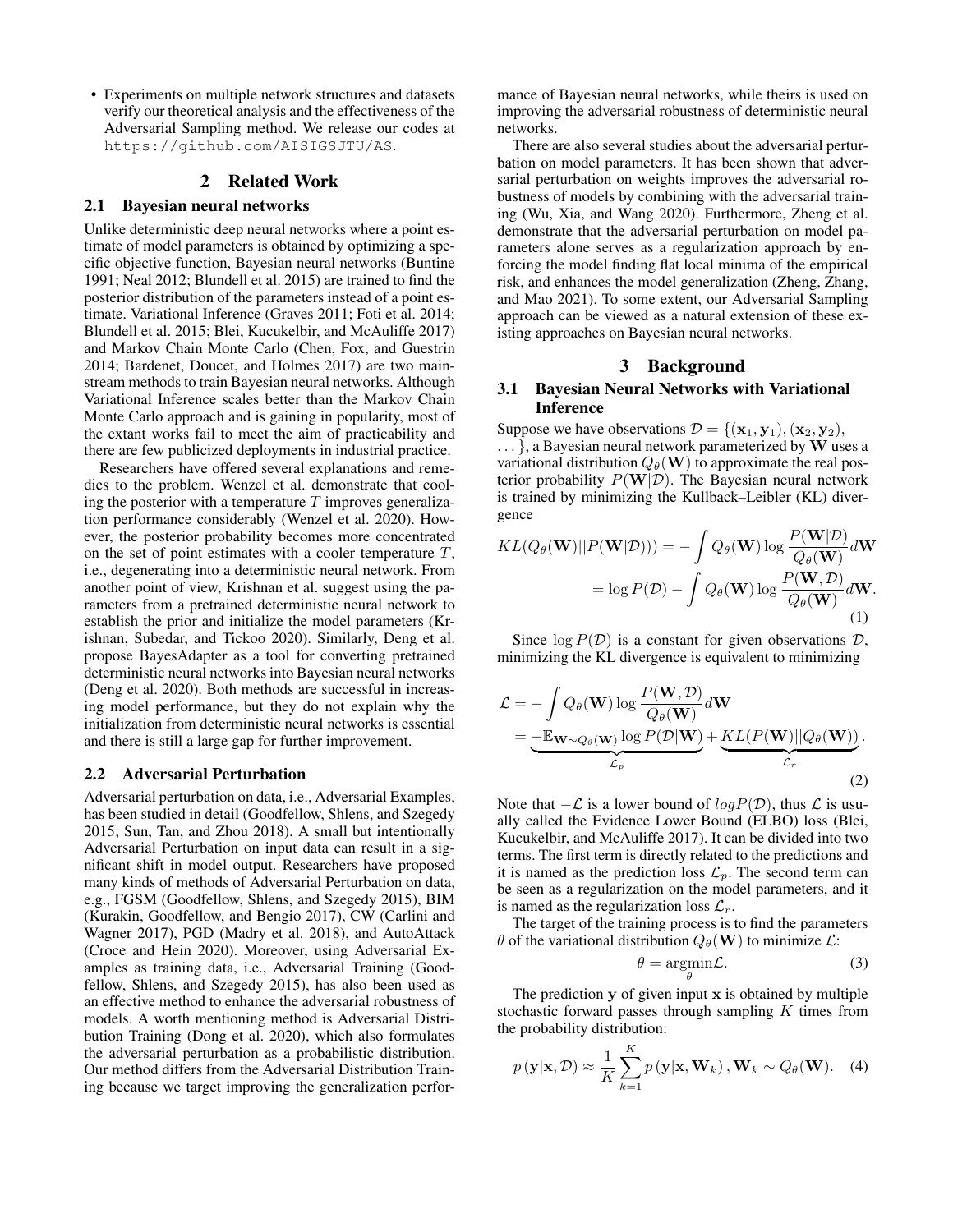- Experiments on multiple network structures and datasets verify our theoretical analysis and the effectiveness of the Adversarial Sampling method. We release our codes at https://github.com/AISIGSJTU/AS.

## 2 Related Work

### 2.1 Bayesian neural networks

Unlike deterministic deep neural networks where a point estimate of model parameters is obtained by optimizing a specific objective function, Bayesian neural networks (Buntine 1991; Neal 2012; Blundell et al. 2015) are trained to find the posterior distribution of the parameters instead of a point estimate. Variational Inference (Graves 2011; Foti et al. 2014; Blundell et al. 2015; Blei, Kucukelbir, and McAuliffe 2017) and Markov Chain Monte Carlo (Chen, Fox, and Guestrin 2014; Bardenet, Doucet, and Holmes 2017) are two mainstream methods to train Bayesian neural networks. Although Variational Inference scales better than the Markov Chain Monte Carlo approach and is gaining in popularity, most of the extant works fail to meet the aim of practicability and there are few publicized deployments in industrial practice.

Researchers have offered several explanations and remedies to the problem. Wenzel et al. demonstrate that cooling the posterior with a temperature $T$ improves generalization performance considerably (Wenzel et al. 2020). However, the posterior probability becomes more concentrated on the set of point estimates with a cooler temperature $T$, i.e., degenerating into a deterministic neural network. From another point of view, Krishnan et al. suggest using the parameters from a pretrained deterministic neural network to establish the prior and initialize the model parameters (Krishnan, Subedar, and Tickoo 2020). Similarly, Deng et al. propose BayesAdapter as a tool for converting pretrained deterministic neural networks into Bayesian neural networks (Deng et al. 2020). Both methods are successful in increasing model performance, but they do not explain why the initialization from deterministic neural networks is essential and there is still a large gap for further improvement.

### 2.2 Adversarial Perturbation

Adversarial perturbation on data, i.e., Adversarial Examples, has been studied in detail (Goodfellow, Shlens, and Szegedy 2015; Sun, Tan, and Zhou 2018). A small but intentionally Adversarial Perturbation on input data can result in a significant shift in model output. Researchers have proposed many kinds of methods of Adversarial Perturbation on data, e.g., FGSM (Goodfellow, Shlens, and Szegedy 2015), BIM (Kurakin, Goodfellow, and Bengio 2017), CW (Carlini and Wagner 2017), PGD (Madry et al. 2018), and AutoAttack (Croce and Hein 2020). Moreover, using Adversarial Examples as training data, i.e., Adversarial Training (Goodfellow, Shlens, and Szegedy 2015), has also been used as an effective method to enhance the adversarial robustness of models. A worth mentioning method is Adversarial Distribution Training (Dong et al. 2020), which also formulates the adversarial perturbation as a probabilistic distribution. Our method differs from the Adversarial Distribution Training because we target improving the generalization performance of Bayesian neural networks, while theirs is used on improving the adversarial robustness of deterministic neural networks.

There are also several studies about the adversarial perturbation on model parameters. It has been shown that adversarial perturbation on weights improves the adversarial robustness of models by combining with the adversarial training (Wu, Xia, and Wang 2020). Furthermore, Zheng et al. demonstrate that the adversarial perturbation on model parameters alone serves as a regularization approach by enforcing the model finding flat local minima of the empirical risk, and enhances the model generalization (Zheng, Zhang, and Mao 2021). To some extent, our Adversarial Sampling approach can be viewed as a natural extension of these existing approaches on Bayesian neural networks.

## 3 Background

### 3.1 Bayesian Neural Networks with Variational Inference

Suppose we have observations $\mathcal{D} = \{(\mathbf{x}_1, \mathbf{y}_1), (\mathbf{x}_2, \mathbf{y}_2), \ldots\}$, a Bayesian neural network parameterized by $\mathbf{W}$ uses a variational distribution $Q_\theta(\mathbf{W})$ to approximate the real posterior probability $P(\mathbf{W}|\mathcal{D})$. The Bayesian neural network is trained by minimizing the Kullback–Leibler (KL) divergence

$$
\begin{aligned}
KL(Q_\theta(\mathbf{W})||P(\mathbf{W}|\mathcal{D}))) &= -\int Q_\theta(\mathbf{W}) \log \frac{P(\mathbf{W}|\mathcal{D})}{Q_\theta(\mathbf{W})} d\mathbf{W} \\
&= \log P(\mathcal{D}) - \int Q_\theta(\mathbf{W}) \log \frac{P(\mathbf{W}, \mathcal{D})}{Q_\theta(\mathbf{W})} d\mathbf{W}.
\end{aligned} \tag{1}
$$

Since $\log P(\mathcal{D})$ is a constant for given observations $\mathcal{D}$, minimizing the KL divergence is equivalent to minimizing

$$
\begin{aligned}
\mathcal{L} &= -\int Q_\theta(\mathbf{W}) \log \frac{P(\mathbf{W}, \mathcal{D})}{Q_\theta(\mathbf{W})} d\mathbf{W} \\
&= \underbrace{-\mathbb{E}_{\mathbf{W}\sim Q_\theta(\mathbf{W})} \log P(\mathcal{D}|\mathbf{W})}_{\mathcal{L}_p} + \underbrace{KL(P(\mathbf{W})||Q_\theta(\mathbf{W}))}_{\mathcal{L}_r}.
\end{aligned} \tag{2}
$$

Note that $-\mathcal{L}$ is a lower bound of $logP(\mathcal{D})$, thus $\mathcal{L}$ is usually called the Evidence Lower Bound (ELBO) loss (Blei, Kucukelbir, and McAuliffe 2017). It can be divided into two terms. The first term is directly related to the predictions and it is named as the prediction loss $\mathcal{L}_p$. The second term can be seen as a regularization on the model parameters, and it is named as the regularization loss $\mathcal{L}_r$.

The target of the training process is to find the parameters $\theta$ of the variational distribution $Q_\theta(\mathbf{W})$ to minimize $\mathcal{L}$:

$$
\theta = \underset{\theta}{\operatorname{argmin}} \mathcal{L}. \tag{3}
$$

The prediction $\mathbf{y}$ of given input $\mathbf{x}$ is obtained by multiple stochastic forward passes through sampling $K$ times from the probability distribution:

$$
p(\mathbf{y}|\mathbf{x}, \mathcal{D}) \approx \frac{1}{K} \sum_{k=1}^{K} p(\mathbf{y}|\mathbf{x}, \mathbf{W}_k), \mathbf{W}_k \sim Q_\theta(\mathbf{W}). \tag{4}
$$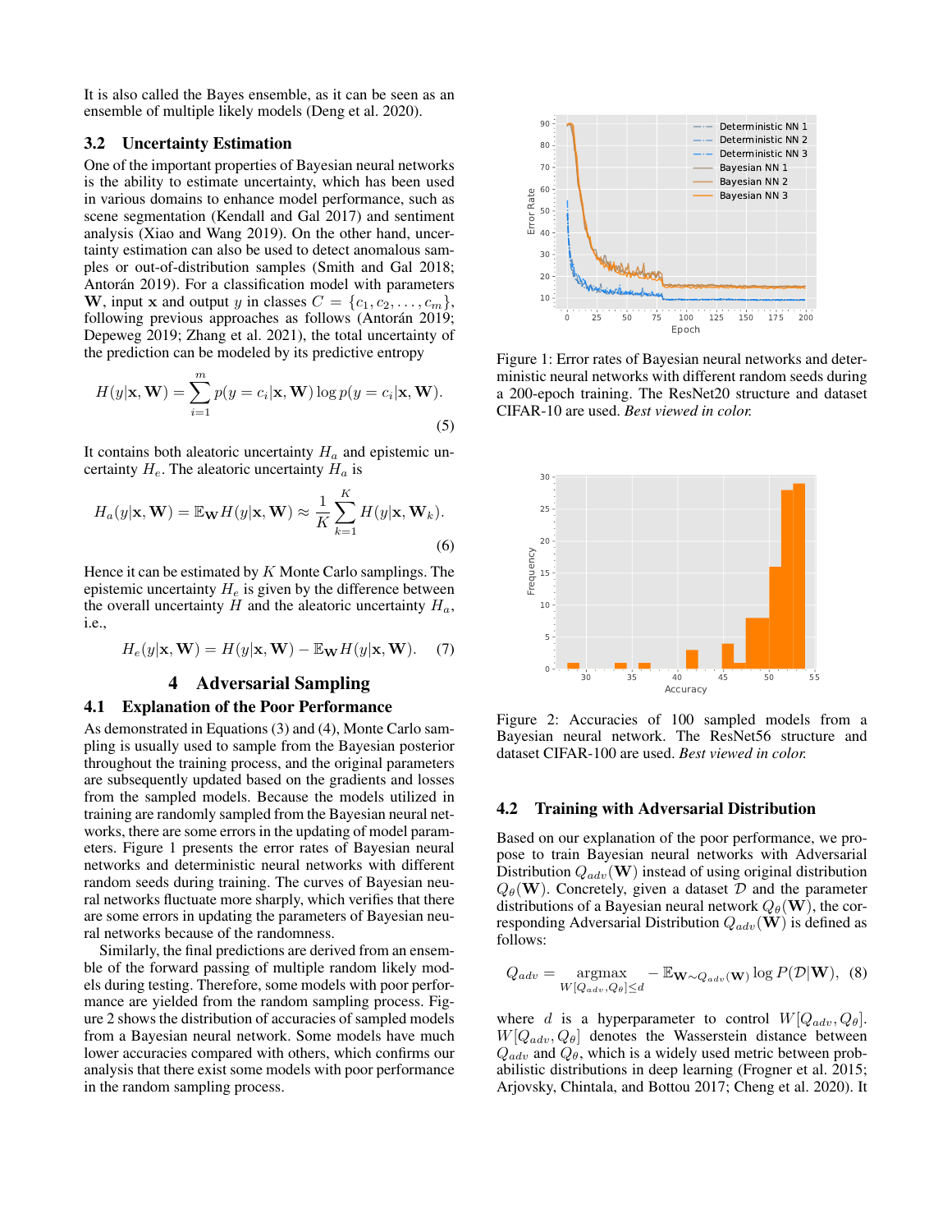It is also called the Bayes ensemble, as it can be seen as an ensemble of multiple likely models (Deng et al. 2020).

### 3.2 Uncertainty Estimation

One of the important properties of Bayesian neural networks is the ability to estimate uncertainty, which has been used in various domains to enhance model performance, such as scene segmentation (Kendall and Gal 2017) and sentiment analysis (Xiao and Wang 2019). On the other hand, uncertainty estimation can also be used to detect anomalous samples or out-of-distribution samples (Smith and Gal 2018; Antorán 2019). For a classification model with parameters $\mathbf{W}$, input $\mathbf{x}$ and output $y$ in classes $C = \{c_1, c_2, \ldots, c_m\}$, following previous approaches as follows (Antorán 2019; Depeweg 2019; Zhang et al. 2021), the total uncertainty of the prediction can be modeled by its predictive entropy

$$H(y|\mathbf{x}, \mathbf{W}) = \sum_{i=1}^{m} p(y = c_i|\mathbf{x}, \mathbf{W}) \log p(y = c_i|\mathbf{x}, \mathbf{W}). \tag{5}$$

It contains both aleatoric uncertainty $H_a$ and epistemic uncertainty $H_e$. The aleatoric uncertainty $H_a$ is

$$H_a(y|\mathbf{x}, \mathbf{W}) = \mathbb{E}_{\mathbf{W}} H(y|\mathbf{x}, \mathbf{W}) \approx \frac{1}{K} \sum_{k=1}^{K} H(y|\mathbf{x}, \mathbf{W}_k). \tag{6}$$

Hence it can be estimated by $K$ Monte Carlo samplings. The epistemic uncertainty $H_e$ is given by the difference between the overall uncertainty $H$ and the aleatoric uncertainty $H_a$, i.e.,

$$H_e(y|\mathbf{x}, \mathbf{W}) = H(y|\mathbf{x}, \mathbf{W}) - \mathbb{E}_{\mathbf{W}} H(y|\mathbf{x}, \mathbf{W}). \tag{7}$$

## 4 Adversarial Sampling

### 4.1 Explanation of the Poor Performance

As demonstrated in Equations (3) and (4), Monte Carlo sampling is usually used to sample from the Bayesian posterior throughout the training process, and the original parameters are subsequently updated based on the gradients and losses from the sampled models. Because the models utilized in training are randomly sampled from the Bayesian neural networks, there are some errors in the updating of model parameters. Figure 1 presents the error rates of Bayesian neural networks and deterministic neural networks with different random seeds during training. The curves of Bayesian neural networks fluctuate more sharply, which verifies that there are some errors in updating the parameters of Bayesian neural networks because of the randomness.

Similarly, the final predictions are derived from an ensemble of the forward passing of multiple random likely models during testing. Therefore, some models with poor performance are yielded from the random sampling process. Figure 2 shows the distribution of accuracies of sampled models from a Bayesian neural network. Some models have much lower accuracies compared with others, which confirms our analysis that there exist some models with poor performance in the random sampling process.

Figure 1: Error rates of Bayesian neural networks and deterministic neural networks with different random seeds during a 200-epoch training. The ResNet20 structure and dataset CIFAR-10 are used. *Best viewed in color.*

Figure 2: Accuracies of 100 sampled models from a Bayesian neural network. The ResNet56 structure and dataset CIFAR-100 are used. *Best viewed in color.*

### 4.2 Training with Adversarial Distribution

Based on our explanation of the poor performance, we propose to train Bayesian neural networks with Adversarial Distribution $Q_{adv}(\mathbf{W})$ instead of using original distribution $Q_\theta(\mathbf{W})$. Concretely, given a dataset $\mathcal{D}$ and the parameter distributions of a Bayesian neural network $Q_\theta(\mathbf{W})$, the corresponding Adversarial Distribution $Q_{adv}(\mathbf{W})$ is defined as follows:

$$Q_{adv} = \underset{W[Q_{adv}, Q_\theta] \leq d}{\operatorname{argmax}} - \mathbb{E}_{\mathbf{W} \sim Q_{adv}(\mathbf{W})} \log P(\mathcal{D}|\mathbf{W}), \tag{8}$$

where $d$ is a hyperparameter to control $W[Q_{adv}, Q_\theta]$. $W[Q_{adv}, Q_\theta]$ denotes the Wasserstein distance between $Q_{adv}$ and $Q_\theta$, which is a widely used metric between probabilistic distributions in deep learning (Frogner et al. 2015; Arjovsky, Chintala, and Bottou 2017; Cheng et al. 2020). It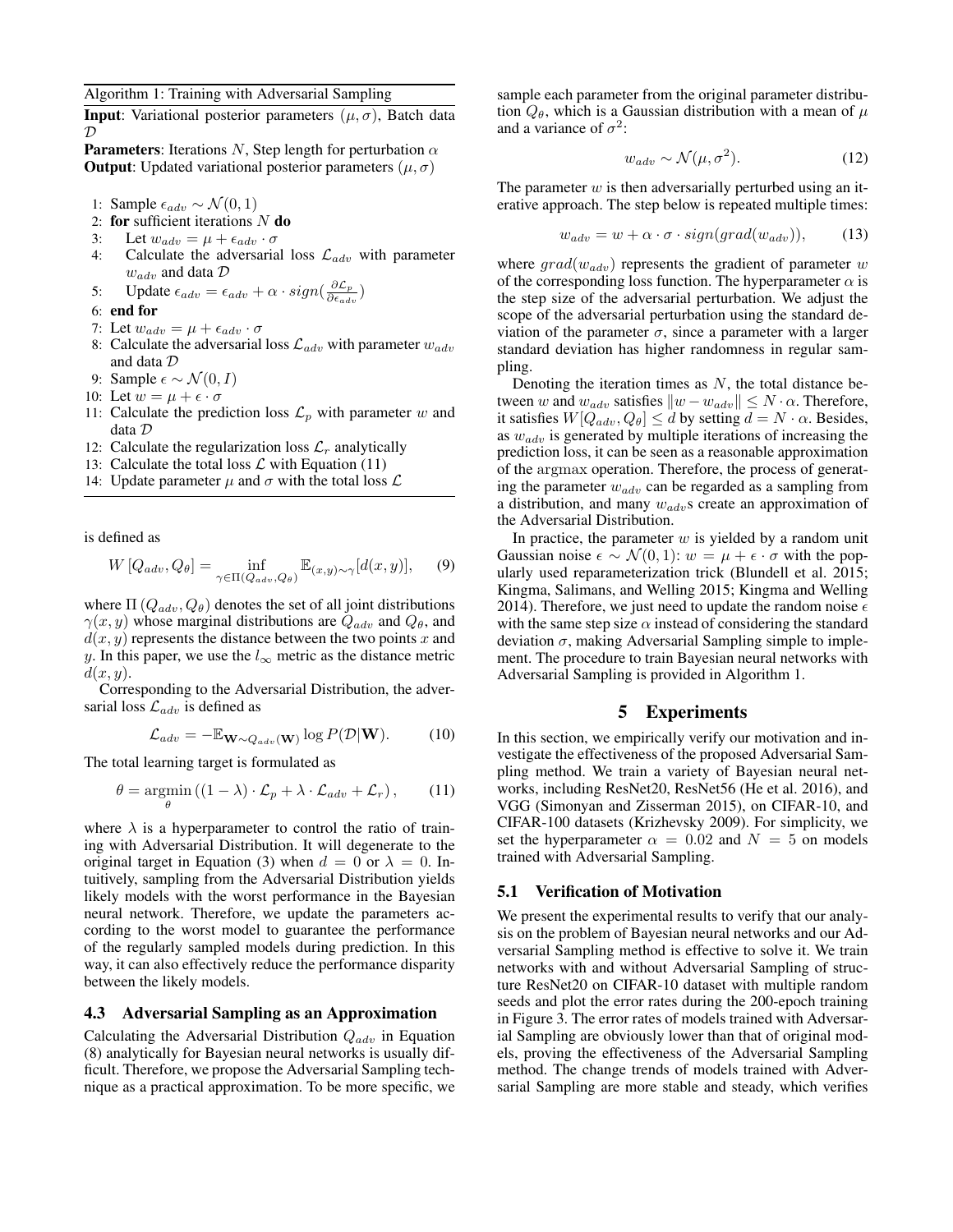Algorithm 1: Training with Adversarial Sampling

**Input**: Variational posterior parameters $(\mu, \sigma)$, Batch data $\mathcal{D}$

**Parameters**: Iterations $N$, Step length for perturbation $\alpha$

**Output**: Updated variational posterior parameters $(\mu, \sigma)$

1: Sample $\epsilon_{adv} \sim \mathcal{N}(0, 1)$
2: **for** sufficient iterations $N$ **do**
3: Let $w_{adv} = \mu + \epsilon_{adv} \cdot \sigma$
4: Calculate the adversarial loss $\mathcal{L}_{adv}$ with parameter $w_{adv}$ and data $\mathcal{D}$
5: Update $\epsilon_{adv} = \epsilon_{adv} + \alpha \cdot sign(\frac{\partial \mathcal{L}_p}{\partial \epsilon_{adv}})$
6: **end for**
7: Let $w_{adv} = \mu + \epsilon_{adv} \cdot \sigma$
8: Calculate the adversarial loss $\mathcal{L}_{adv}$ with parameter $w_{adv}$ and data $\mathcal{D}$
9: Sample $\epsilon \sim \mathcal{N}(0, I)$
10: Let $w = \mu + \epsilon \cdot \sigma$
11: Calculate the prediction loss $\mathcal{L}_p$ with parameter $w$ and data $\mathcal{D}$
12: Calculate the regularization loss $\mathcal{L}_r$ analytically
13: Calculate the total loss $\mathcal{L}$ with Equation (11)
14: Update parameter $\mu$ and $\sigma$ with the total loss $\mathcal{L}$

is defined as

$$W\left[Q_{adv}, Q_\theta\right] = \inf_{\gamma \in \Pi(Q_{adv}, Q_\theta)} \mathbb{E}_{(x,y)\sim\gamma}[d(x, y)], \qquad (9)$$

where $\Pi\left(Q_{adv}, Q_\theta\right)$ denotes the set of all joint distributions $\gamma(x, y)$ whose marginal distributions are $Q_{adv}$ and $Q_\theta$, and $d(x, y)$ represents the distance between the two points $x$ and $y$. In this paper, we use the $l_\infty$ metric as the distance metric $d(x, y)$.

Corresponding to the Adversarial Distribution, the adversarial loss $\mathcal{L}_{adv}$ is defined as

$$\mathcal{L}_{adv} = -\mathbb{E}_{\mathbf{W}\sim Q_{adv}(\mathbf{W})} \log P(\mathcal{D}|\mathbf{W}). \qquad (10)$$

The total learning target is formulated as

$$\theta = \operatorname*{argmin}_\theta \left((1 - \lambda) \cdot \mathcal{L}_p + \lambda \cdot \mathcal{L}_{adv} + \mathcal{L}_r\right), \qquad (11)$$

where $\lambda$ is a hyperparameter to control the ratio of training with Adversarial Distribution. It will degenerate to the original target in Equation (3) when $d = 0$ or $\lambda = 0$. Intuitively, sampling from the Adversarial Distribution yields likely models with the worst performance in the Bayesian neural network. Therefore, we update the parameters according to the worst model to guarantee the performance of the regularly sampled models during prediction. In this way, it can also effectively reduce the performance disparity between the likely models.

### 4.3 Adversarial Sampling as an Approximation

Calculating the Adversarial Distribution $Q_{adv}$ in Equation (8) analytically for Bayesian neural networks is usually difficult. Therefore, we propose the Adversarial Sampling technique as a practical approximation. To be more specific, we sample each parameter from the original parameter distribution $Q_\theta$, which is a Gaussian distribution with a mean of $\mu$ and a variance of $\sigma^2$:

$$w_{adv} \sim \mathcal{N}(\mu, \sigma^2). \qquad (12)$$

The parameter $w$ is then adversarially perturbed using an iterative approach. The step below is repeated multiple times:

$$w_{adv} = w + \alpha \cdot \sigma \cdot sign(grad(w_{adv})), \qquad (13)$$

where $grad(w_{adv})$ represents the gradient of parameter $w$ of the corresponding loss function. The hyperparameter $\alpha$ is the step size of the adversarial perturbation. We adjust the scope of the adversarial perturbation using the standard deviation of the parameter $\sigma$, since a parameter with a larger standard deviation has higher randomness in regular sampling.

Denoting the iteration times as $N$, the total distance between $w$ and $w_{adv}$ satisfies $\|w - w_{adv}\| \leq N \cdot \alpha$. Therefore, it satisfies $W[Q_{adv}, Q_\theta] \leq d$ by setting $d = N \cdot \alpha$. Besides, as $w_{adv}$ is generated by multiple iterations of increasing the prediction loss, it can be seen as a reasonable approximation of the $\mathrm{argmax}$ operation. Therefore, the process of generating the parameter $w_{adv}$ can be regarded as a sampling from a distribution, and many $w_{adv}$s create an approximation of the Adversarial Distribution.

In practice, the parameter $w$ is yielded by a random unit Gaussian noise $\epsilon \sim \mathcal{N}(0, 1)$: $w = \mu + \epsilon \cdot \sigma$ with the popularly used reparameterization trick (Blundell et al. 2015; Kingma, Salimans, and Welling 2015; Kingma and Welling 2014). Therefore, we just need to update the random noise $\epsilon$ with the same step size $\alpha$ instead of considering the standard deviation $\sigma$, making Adversarial Sampling simple to implement. The procedure to train Bayesian neural networks with Adversarial Sampling is provided in Algorithm 1.

## 5 Experiments

In this section, we empirically verify our motivation and investigate the effectiveness of the proposed Adversarial Sampling method. We train a variety of Bayesian neural networks, including ResNet20, ResNet56 (He et al. 2016), and VGG (Simonyan and Zisserman 2015), on CIFAR-10, and CIFAR-100 datasets (Krizhevsky 2009). For simplicity, we set the hyperparameter $\alpha = 0.02$ and $N = 5$ on models trained with Adversarial Sampling.

### 5.1 Verification of Motivation

We present the experimental results to verify that our analysis on the problem of Bayesian neural networks and our Adversarial Sampling method is effective to solve it. We train networks with and without Adversarial Sampling of structure ResNet20 on CIFAR-10 dataset with multiple random seeds and plot the error rates during the 200-epoch training in Figure 3. The error rates of models trained with Adversarial Sampling are obviously lower than that of original models, proving the effectiveness of the Adversarial Sampling method. The change trends of models trained with Adversarial Sampling are more stable and steady, which verifies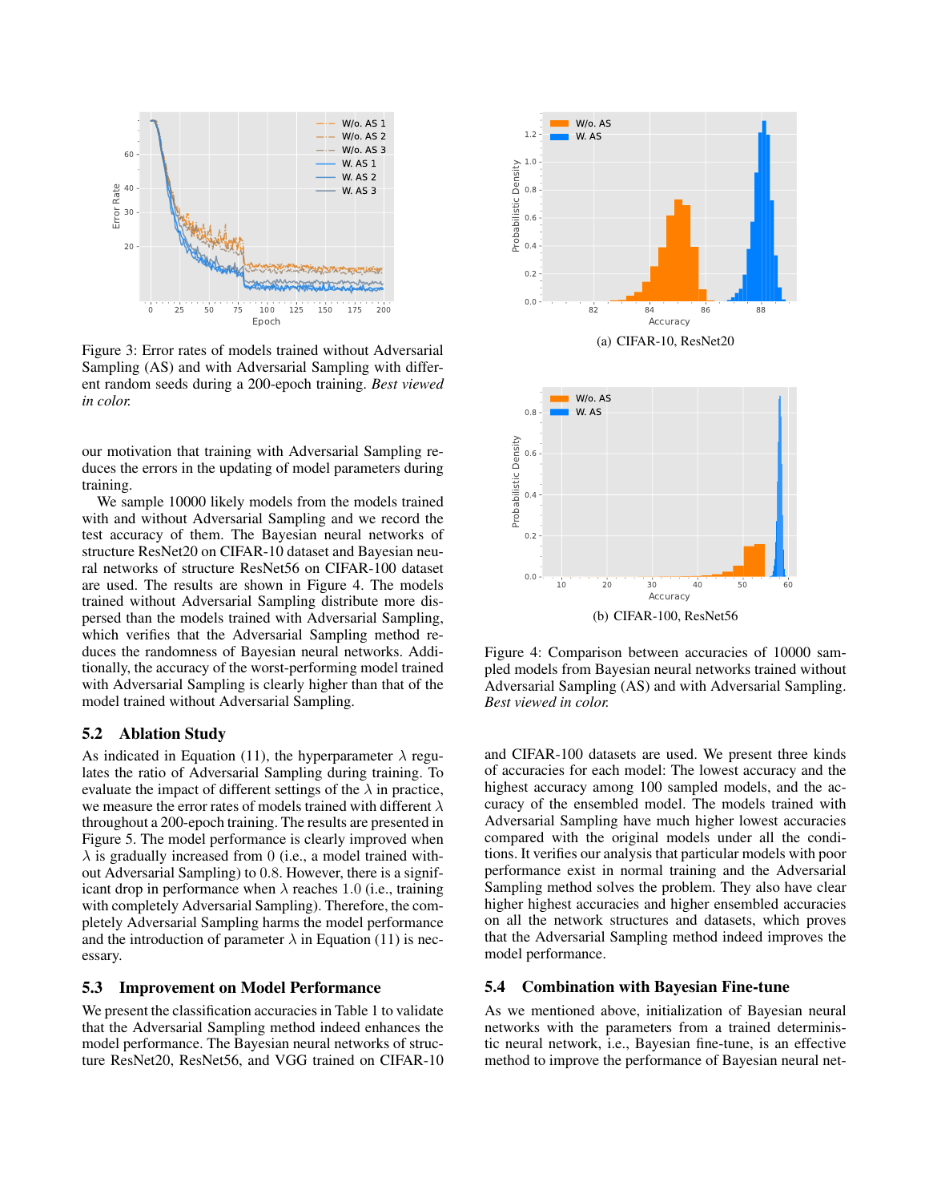Figure 3: Error rates of models trained without Adversarial Sampling (AS) and with Adversarial Sampling with different random seeds during a 200-epoch training. *Best viewed in color.*

our motivation that training with Adversarial Sampling reduces the errors in the updating of model parameters during training.

We sample 10000 likely models from the models trained with and without Adversarial Sampling and we record the test accuracy of them. The Bayesian neural networks of structure ResNet20 on CIFAR-10 dataset and Bayesian neural networks of structure ResNet56 on CIFAR-100 dataset are used. The results are shown in Figure 4. The models trained without Adversarial Sampling distribute more dispersed than the models trained with Adversarial Sampling, which verifies that the Adversarial Sampling method reduces the randomness of Bayesian neural networks. Additionally, the accuracy of the worst-performing model trained with Adversarial Sampling is clearly higher than that of the model trained without Adversarial Sampling.

(a) CIFAR-10, ResNet20

(b) CIFAR-100, ResNet56

Figure 4: Comparison between accuracies of 10000 sampled models from Bayesian neural networks trained without Adversarial Sampling (AS) and with Adversarial Sampling. *Best viewed in color.*

## 5.2 Ablation Study

As indicated in Equation (11), the hyperparameter $\lambda$ regulates the ratio of Adversarial Sampling during training. To evaluate the impact of different settings of the $\lambda$ in practice, we measure the error rates of models trained with different $\lambda$ throughout a 200-epoch training. The results are presented in Figure 5. The model performance is clearly improved when $\lambda$ is gradually increased from 0 (i.e., a model trained without Adversarial Sampling) to 0.8. However, there is a significant drop in performance when $\lambda$ reaches 1.0 (i.e., training with completely Adversarial Sampling). Therefore, the completely Adversarial Sampling harms the model performance and the introduction of parameter $\lambda$ in Equation (11) is necessary.

## 5.3 Improvement on Model Performance

We present the classification accuracies in Table 1 to validate that the Adversarial Sampling method indeed enhances the model performance. The Bayesian neural networks of structure ResNet20, ResNet56, and VGG trained on CIFAR-10 and CIFAR-100 datasets are used. We present three kinds of accuracies for each model: The lowest accuracy and the highest accuracy among 100 sampled models, and the accuracy of the ensembled model. The models trained with Adversarial Sampling have much higher lowest accuracies compared with the original models under all the conditions. It verifies our analysis that particular models with poor performance exist in normal training and the Adversarial Sampling method solves the problem. They also have clear higher highest accuracies and higher ensembled accuracies on all the network structures and datasets, which proves that the Adversarial Sampling method indeed improves the model performance.

## 5.4 Combination with Bayesian Fine-tune

As we mentioned above, initialization of Bayesian neural networks with the parameters from a trained deterministic neural network, i.e., Bayesian fine-tune, is an effective method to improve the performance of Bayesian neural net-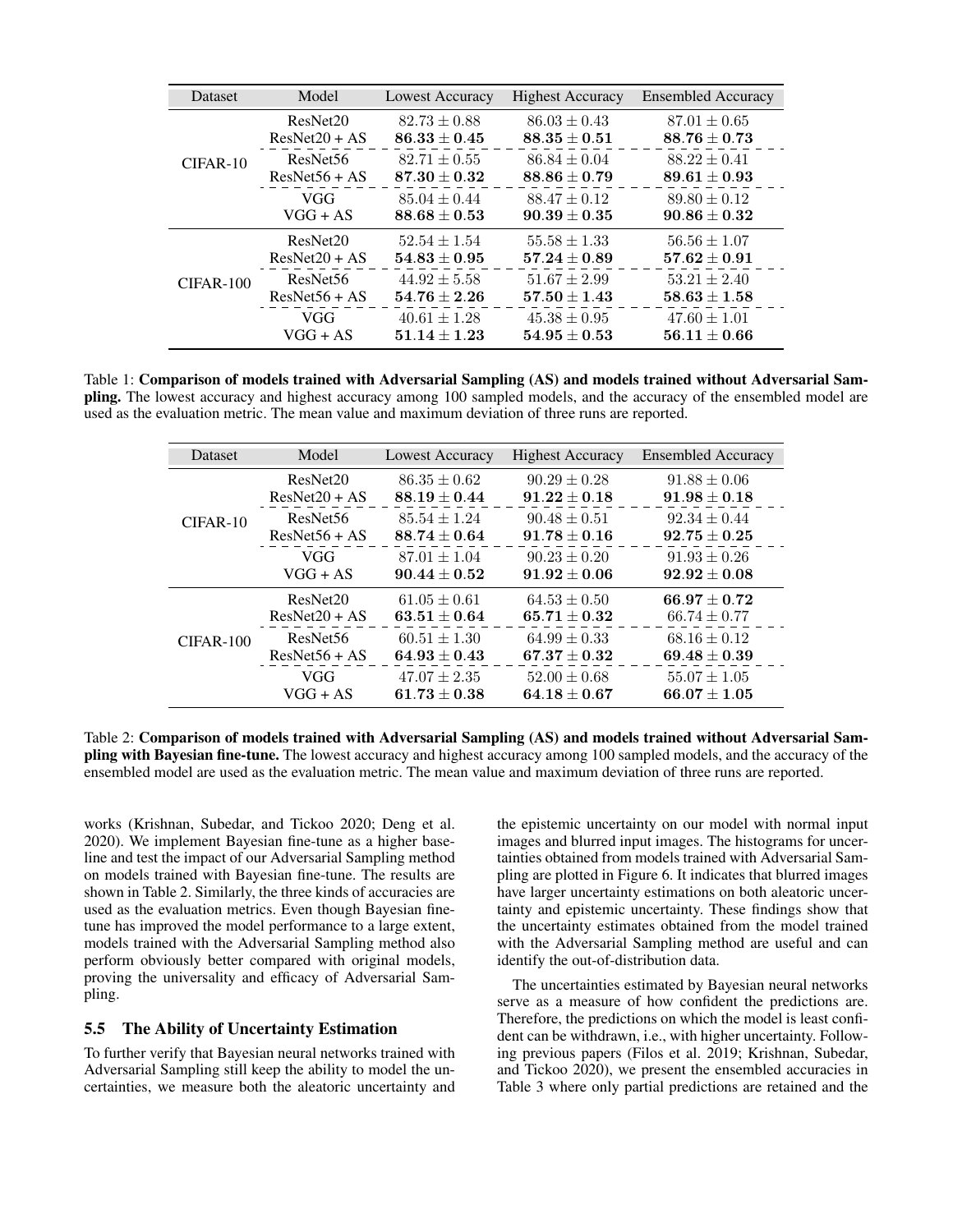| Dataset | Model | Lowest Accuracy | Highest Accuracy | Ensembled Accuracy |
|---|---|---|---|---|
| CIFAR-10 | ResNet20 | $82.73 \pm 0.88$ | $86.03 \pm 0.43$ | $87.01 \pm 0.65$ |
| | ResNet20 + AS | $\mathbf{86.33 \pm 0.45}$ | $\mathbf{88.35 \pm 0.51}$ | $\mathbf{88.76 \pm 0.73}$ |
| | ResNet56 | $82.71 \pm 0.55$ | $86.84 \pm 0.04$ | $88.22 \pm 0.41$ |
| | ResNet56 + AS | $\mathbf{87.30 \pm 0.32}$ | $\mathbf{88.86 \pm 0.79}$ | $\mathbf{89.61 \pm 0.93}$ |
| | VGG | $85.04 \pm 0.44$ | $88.47 \pm 0.12$ | $89.80 \pm 0.12$ |
| | VGG + AS | $\mathbf{88.68 \pm 0.53}$ | $\mathbf{90.39 \pm 0.35}$ | $\mathbf{90.86 \pm 0.32}$ |
| CIFAR-100 | ResNet20 | $52.54 \pm 1.54$ | $55.58 \pm 1.33$ | $56.56 \pm 1.07$ |
| | ResNet20 + AS | $\mathbf{54.83 \pm 0.95}$ | $\mathbf{57.24 \pm 0.89}$ | $\mathbf{57.62 \pm 0.91}$ |
| | ResNet56 | $44.92 \pm 5.58$ | $51.67 \pm 2.99$ | $53.21 \pm 2.40$ |
| | ResNet56 + AS | $\mathbf{54.76 \pm 2.26}$ | $\mathbf{57.50 \pm 1.43}$ | $\mathbf{58.63 \pm 1.58}$ |
| | VGG | $40.61 \pm 1.28$ | $45.38 \pm 0.95$ | $47.60 \pm 1.01$ |
| | VGG + AS | $\mathbf{51.14 \pm 1.23}$ | $\mathbf{54.95 \pm 0.53}$ | $\mathbf{56.11 \pm 0.66}$ |

Table 1: **Comparison of models trained with Adversarial Sampling (AS) and models trained without Adversarial Sampling.** The lowest accuracy and highest accuracy among 100 sampled models, and the accuracy of the ensembled model are used as the evaluation metric. The mean value and maximum deviation of three runs are reported.

| Dataset | Model | Lowest Accuracy | Highest Accuracy | Ensembled Accuracy |
|---|---|---|---|---|
| CIFAR-10 | ResNet20 | $86.35 \pm 0.62$ | $90.29 \pm 0.28$ | $91.88 \pm 0.06$ |
| | ResNet20 + AS | $\mathbf{88.19 \pm 0.44}$ | $\mathbf{91.22 \pm 0.18}$ | $\mathbf{91.98 \pm 0.18}$ |
| | ResNet56 | $85.54 \pm 1.24$ | $90.48 \pm 0.51$ | $92.34 \pm 0.44$ |
| | ResNet56 + AS | $\mathbf{88.74 \pm 0.64}$ | $\mathbf{91.78 \pm 0.16}$ | $\mathbf{92.75 \pm 0.25}$ |
| | VGG | $87.01 \pm 1.04$ | $90.23 \pm 0.20$ | $91.93 \pm 0.26$ |
| | VGG + AS | $\mathbf{90.44 \pm 0.52}$ | $\mathbf{91.92 \pm 0.06}$ | $\mathbf{92.92 \pm 0.08}$ |
| CIFAR-100 | ResNet20 | $61.05 \pm 0.61$ | $64.53 \pm 0.50$ | $\mathbf{66.97 \pm 0.72}$ |
| | ResNet20 + AS | $\mathbf{63.51 \pm 0.64}$ | $\mathbf{65.71 \pm 0.32}$ | $66.74 \pm 0.77$ |
| | ResNet56 | $60.51 \pm 1.30$ | $64.99 \pm 0.33$ | $68.16 \pm 0.12$ |
| | ResNet56 + AS | $\mathbf{64.93 \pm 0.43}$ | $\mathbf{67.37 \pm 0.32}$ | $\mathbf{69.48 \pm 0.39}$ |
| | VGG | $47.07 \pm 2.35$ | $52.00 \pm 0.68$ | $55.07 \pm 1.05$ |
| | VGG + AS | $\mathbf{61.73 \pm 0.38}$ | $\mathbf{64.18 \pm 0.67}$ | $\mathbf{66.07 \pm 1.05}$ |

Table 2: **Comparison of models trained with Adversarial Sampling (AS) and models trained without Adversarial Sampling with Bayesian fine-tune.** The lowest accuracy and highest accuracy among 100 sampled models, and the accuracy of the ensembled model are used as the evaluation metric. The mean value and maximum deviation of three runs are reported.

works (Krishnan, Subedar, and Tickoo 2020; Deng et al. 2020). We implement Bayesian fine-tune as a higher baseline and test the impact of our Adversarial Sampling method on models trained with Bayesian fine-tune. The results are shown in Table 2. Similarly, the three kinds of accuracies are used as the evaluation metrics. Even though Bayesian fine-tune has improved the model performance to a large extent, models trained with the Adversarial Sampling method also perform obviously better compared with original models, proving the universality and efficacy of Adversarial Sampling.

## 5.5 The Ability of Uncertainty Estimation

To further verify that Bayesian neural networks trained with Adversarial Sampling still keep the ability to model the uncertainties, we measure both the aleatoric uncertainty and the epistemic uncertainty on our model with normal input images and blurred input images. The histograms for uncertainties obtained from models trained with Adversarial Sampling are plotted in Figure 6. It indicates that blurred images have larger uncertainty estimations on both aleatoric uncertainty and epistemic uncertainty. These findings show that the uncertainty estimates obtained from the model trained with the Adversarial Sampling method are useful and can identify the out-of-distribution data.

The uncertainties estimated by Bayesian neural networks serve as a measure of how confident the predictions are. Therefore, the predictions on which the model is least confident can be withdrawn, i.e., with higher uncertainty. Following previous papers (Filos et al. 2019; Krishnan, Subedar, and Tickoo 2020), we present the ensembled accuracies in Table 3 where only partial predictions are retained and the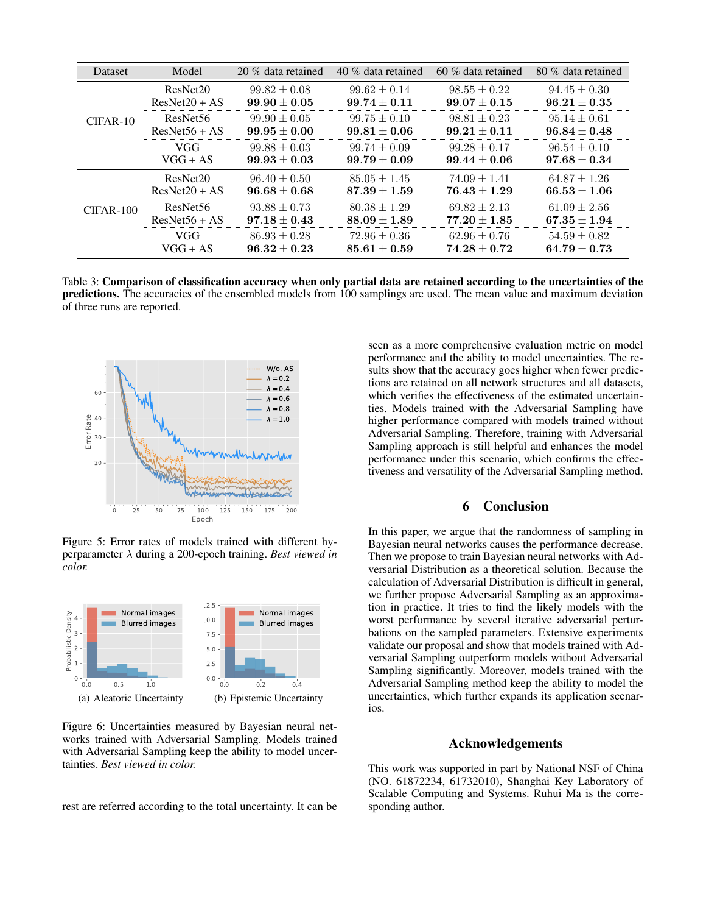| Dataset | Model | 20 % data retained | 40 % data retained | 60 % data retained | 80 % data retained |
|---|---|---|---|---|---|
| CIFAR-10 | ResNet20 | $99.82 \pm 0.08$ | $99.62 \pm 0.14$ | $98.55 \pm 0.22$ | $94.45 \pm 0.30$ |
| | ResNet20 + AS | $\mathbf{99.90 \pm 0.05}$ | $\mathbf{99.74 \pm 0.11}$ | $\mathbf{99.07 \pm 0.15}$ | $\mathbf{96.21 \pm 0.35}$ |
| | ResNet56 | $99.90 \pm 0.05$ | $99.75 \pm 0.10$ | $98.81 \pm 0.23$ | $95.14 \pm 0.61$ |
| | ResNet56 + AS | $\mathbf{99.95 \pm 0.00}$ | $\mathbf{99.81 \pm 0.06}$ | $\mathbf{99.21 \pm 0.11}$ | $\mathbf{96.84 \pm 0.48}$ |
| | VGG | $99.88 \pm 0.03$ | $99.74 \pm 0.09$ | $99.28 \pm 0.17$ | $96.54 \pm 0.10$ |
| | VGG + AS | $\mathbf{99.93 \pm 0.03}$ | $\mathbf{99.79 \pm 0.09}$ | $\mathbf{99.44 \pm 0.06}$ | $\mathbf{97.68 \pm 0.34}$ |
| CIFAR-100 | ResNet20 | $96.40 \pm 0.50$ | $85.05 \pm 1.45$ | $74.09 \pm 1.41$ | $64.87 \pm 1.26$ |
| | ResNet20 + AS | $\mathbf{96.68 \pm 0.68}$ | $\mathbf{87.39 \pm 1.59}$ | $\mathbf{76.43 \pm 1.29}$ | $\mathbf{66.53 \pm 1.06}$ |
| | ResNet56 | $93.88 \pm 0.73$ | $80.38 \pm 1.29$ | $69.82 \pm 2.13$ | $61.09 \pm 2.56$ |
| | ResNet56 + AS | $\mathbf{97.18 \pm 0.43}$ | $\mathbf{88.09 \pm 1.89}$ | $\mathbf{77.20 \pm 1.85}$ | $\mathbf{67.35 \pm 1.94}$ |
| | VGG | $86.93 \pm 0.28$ | $72.96 \pm 0.36$ | $62.96 \pm 0.76$ | $54.59 \pm 0.82$ |
| | VGG + AS | $\mathbf{96.32 \pm 0.23}$ | $\mathbf{85.61 \pm 0.59}$ | $\mathbf{74.28 \pm 0.72}$ | $\mathbf{64.79 \pm 0.73}$ |

Table 3: **Comparison of classification accuracy when only partial data are retained according to the uncertainties of the predictions.** The accuracies of the ensembled models from 100 samplings are used. The mean value and maximum deviation of three runs are reported.

Figure 5: Error rates of models trained with different hyperparameter $\lambda$ during a 200-epoch training. *Best viewed in color.*

(a) Aleatoric Uncertainty (b) Epistemic Uncertainty

Figure 6: Uncertainties measured by Bayesian neural networks trained with Adversarial Sampling. Models trained with Adversarial Sampling keep the ability to model uncertainties. *Best viewed in color.*

rest are referred according to the total uncertainty. It can be seen as a more comprehensive evaluation metric on model performance and the ability to model uncertainties. The results show that the accuracy goes higher when fewer predictions are retained on all network structures and all datasets, which verifies the effectiveness of the estimated uncertainties. Models trained with the Adversarial Sampling have higher performance compared with models trained without Adversarial Sampling. Therefore, training with Adversarial Sampling approach is still helpful and enhances the model performance under this scenario, which confirms the effectiveness and versatility of the Adversarial Sampling method.

## 6 Conclusion

In this paper, we argue that the randomness of sampling in Bayesian neural networks causes the performance decrease. Then we propose to train Bayesian neural networks with Adversarial Distribution as a theoretical solution. Because the calculation of Adversarial Distribution is difficult in general, we further propose Adversarial Sampling as an approximation in practice. It tries to find the likely models with the worst performance by several iterative adversarial perturbations on the sampled parameters. Extensive experiments validate our proposal and show that models trained with Adversarial Sampling outperform models without Adversarial Sampling significantly. Moreover, models trained with the Adversarial Sampling method keep the ability to model the uncertainties, which further expands its application scenarios.

## Acknowledgements

This work was supported in part by National NSF of China (NO. 61872234, 61732010), Shanghai Key Laboratory of Scalable Computing and Systems. Ruhui Ma is the corresponding author.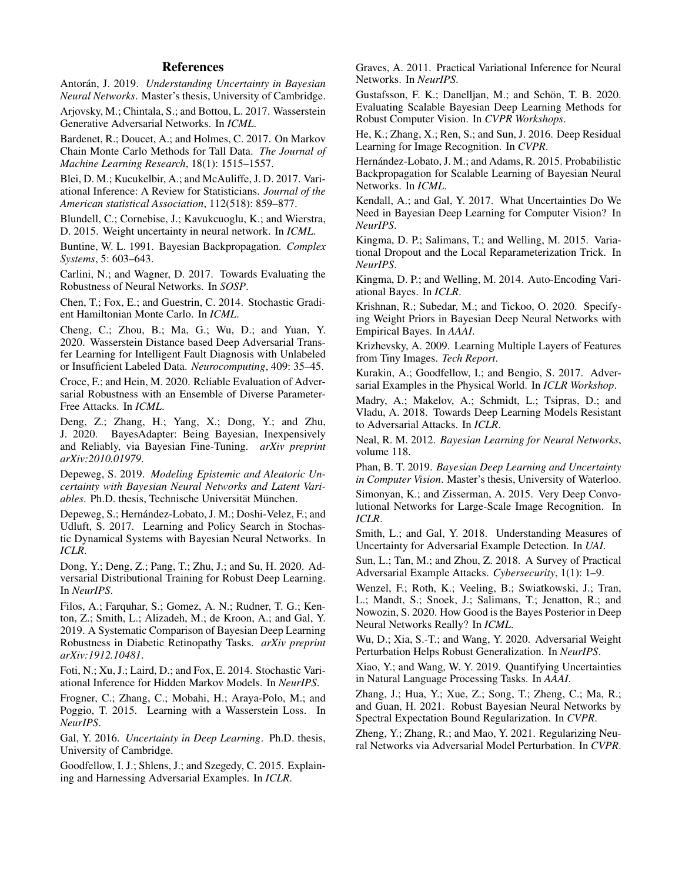## References

Antorán, J. 2019. *Understanding Uncertainty in Bayesian Neural Networks*. Master's thesis, University of Cambridge.

Arjovsky, M.; Chintala, S.; and Bottou, L. 2017. Wasserstein Generative Adversarial Networks. In *ICML*.

Bardenet, R.; Doucet, A.; and Holmes, C. 2017. On Markov Chain Monte Carlo Methods for Tall Data. *The Journal of Machine Learning Research*, 18(1): 1515–1557.

Blei, D. M.; Kucukelbir, A.; and McAuliffe, J. D. 2017. Variational Inference: A Review for Statisticians. *Journal of the American statistical Association*, 112(518): 859–877.

Blundell, C.; Cornebise, J.; Kavukcuoglu, K.; and Wierstra, D. 2015. Weight uncertainty in neural network. In *ICML*.

Buntine, W. L. 1991. Bayesian Backpropagation. *Complex Systems*, 5: 603–643.

Carlini, N.; and Wagner, D. 2017. Towards Evaluating the Robustness of Neural Networks. In *SOSP*.

Chen, T.; Fox, E.; and Guestrin, C. 2014. Stochastic Gradient Hamiltonian Monte Carlo. In *ICML*.

Cheng, C.; Zhou, B.; Ma, G.; Wu, D.; and Yuan, Y. 2020. Wasserstein Distance based Deep Adversarial Transfer Learning for Intelligent Fault Diagnosis with Unlabeled or Insufficient Labeled Data. *Neurocomputing*, 409: 35–45.

Croce, F.; and Hein, M. 2020. Reliable Evaluation of Adversarial Robustness with an Ensemble of Diverse Parameter-Free Attacks. In *ICML*.

Deng, Z.; Zhang, H.; Yang, X.; Dong, Y.; and Zhu, J. 2020. BayesAdapter: Being Bayesian, Inexpensively and Reliably, via Bayesian Fine-Tuning. *arXiv preprint arXiv:2010.01979*.

Depeweg, S. 2019. *Modeling Epistemic and Aleatoric Uncertainty with Bayesian Neural Networks and Latent Variables*. Ph.D. thesis, Technische Universität München.

Depeweg, S.; Hernández-Lobato, J. M.; Doshi-Velez, F.; and Udluft, S. 2017. Learning and Policy Search in Stochastic Dynamical Systems with Bayesian Neural Networks. In *ICLR*.

Dong, Y.; Deng, Z.; Pang, T.; Zhu, J.; and Su, H. 2020. Adversarial Distributional Training for Robust Deep Learning. In *NeurIPS*.

Filos, A.; Farquhar, S.; Gomez, A. N.; Rudner, T. G.; Kenton, Z.; Smith, L.; Alizadeh, M.; de Kroon, A.; and Gal, Y. 2019. A Systematic Comparison of Bayesian Deep Learning Robustness in Diabetic Retinopathy Tasks. *arXiv preprint arXiv:1912.10481*.

Foti, N.; Xu, J.; Laird, D.; and Fox, E. 2014. Stochastic Variational Inference for Hidden Markov Models. In *NeurIPS*.

Frogner, C.; Zhang, C.; Mobahi, H.; Araya-Polo, M.; and Poggio, T. 2015. Learning with a Wasserstein Loss. In *NeurIPS*.

Gal, Y. 2016. *Uncertainty in Deep Learning*. Ph.D. thesis, University of Cambridge.

Goodfellow, I. J.; Shlens, J.; and Szegedy, C. 2015. Explaining and Harnessing Adversarial Examples. In *ICLR*.

Graves, A. 2011. Practical Variational Inference for Neural Networks. In *NeurIPS*.

Gustafsson, F. K.; Danelljan, M.; and Schön, T. B. 2020. Evaluating Scalable Bayesian Deep Learning Methods for Robust Computer Vision. In *CVPR Workshops*.

He, K.; Zhang, X.; Ren, S.; and Sun, J. 2016. Deep Residual Learning for Image Recognition. In *CVPR*.

Hernández-Lobato, J. M.; and Adams, R. 2015. Probabilistic Backpropagation for Scalable Learning of Bayesian Neural Networks. In *ICML*.

Kendall, A.; and Gal, Y. 2017. What Uncertainties Do We Need in Bayesian Deep Learning for Computer Vision? In *NeurIPS*.

Kingma, D. P.; Salimans, T.; and Welling, M. 2015. Variational Dropout and the Local Reparameterization Trick. In *NeurIPS*.

Kingma, D. P.; and Welling, M. 2014. Auto-Encoding Variational Bayes. In *ICLR*.

Krishnan, R.; Subedar, M.; and Tickoo, O. 2020. Specifying Weight Priors in Bayesian Deep Neural Networks with Empirical Bayes. In *AAAI*.

Krizhevsky, A. 2009. Learning Multiple Layers of Features from Tiny Images. *Tech Report*.

Kurakin, A.; Goodfellow, I.; and Bengio, S. 2017. Adversarial Examples in the Physical World. In *ICLR Workshop*.

Madry, A.; Makelov, A.; Schmidt, L.; Tsipras, D.; and Vladu, A. 2018. Towards Deep Learning Models Resistant to Adversarial Attacks. In *ICLR*.

Neal, R. M. 2012. *Bayesian Learning for Neural Networks*, volume 118.

Phan, B. T. 2019. *Bayesian Deep Learning and Uncertainty in Computer Vision*. Master's thesis, University of Waterloo.

Simonyan, K.; and Zisserman, A. 2015. Very Deep Convolutional Networks for Large-Scale Image Recognition. In *ICLR*.

Smith, L.; and Gal, Y. 2018. Understanding Measures of Uncertainty for Adversarial Example Detection. In *UAI*.

Sun, L.; Tan, M.; and Zhou, Z. 2018. A Survey of Practical Adversarial Example Attacks. *Cybersecurity*, 1(1): 1–9.

Wenzel, F.; Roth, K.; Veeling, B.; Swiatkowski, J.; Tran, L.; Mandt, S.; Snoek, J.; Salimans, T.; Jenatton, R.; and Nowozin, S. 2020. How Good is the Bayes Posterior in Deep Neural Networks Really? In *ICML*.

Wu, D.; Xia, S.-T.; and Wang, Y. 2020. Adversarial Weight Perturbation Helps Robust Generalization. In *NeurIPS*.

Xiao, Y.; and Wang, W. Y. 2019. Quantifying Uncertainties in Natural Language Processing Tasks. In *AAAI*.

Zhang, J.; Hua, Y.; Xue, Z.; Song, T.; Zheng, C.; Ma, R.; and Guan, H. 2021. Robust Bayesian Neural Networks by Spectral Expectation Bound Regularization. In *CVPR*.

Zheng, Y.; Zhang, R.; and Mao, Y. 2021. Regularizing Neural Networks via Adversarial Model Perturbation. In *CVPR*.